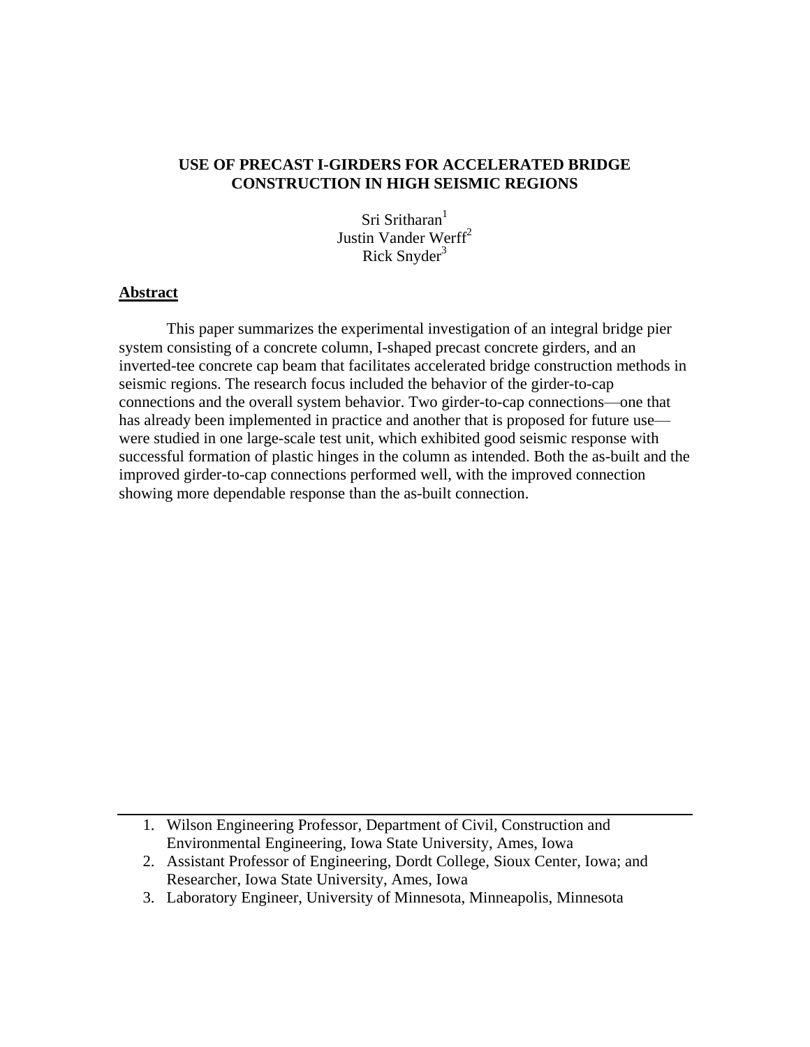# USE OF PRECAST I-GIRDERS FOR ACCELERATED BRIDGE CONSTRUCTION IN HIGH SEISMIC REGIONS

Sri Sritharan[1]
Justin Vander Werff[2]
Rick Snyder[3]

## Abstract

This paper summarizes the experimental investigation of an integral bridge pier system consisting of a concrete column, I-shaped precast concrete girders, and an inverted-tee concrete cap beam that facilitates accelerated bridge construction methods in seismic regions. The research focus included the behavior of the girder-to-cap connections and the overall system behavior. Two girder-to-cap connections—one that has already been implemented in practice and another that is proposed for future use—were studied in one large-scale test unit, which exhibited good seismic response with successful formation of plastic hinges in the column as intended. Both the as-built and the improved girder-to-cap connections performed well, with the improved connection showing more dependable response than the as-built connection.

---

1. Wilson Engineering Professor, Department of Civil, Construction and Environmental Engineering, Iowa State University, Ames, Iowa
2. Assistant Professor of Engineering, Dordt College, Sioux Center, Iowa; and Researcher, Iowa State University, Ames, Iowa
3. Laboratory Engineer, University of Minnesota, Minneapolis, Minnesota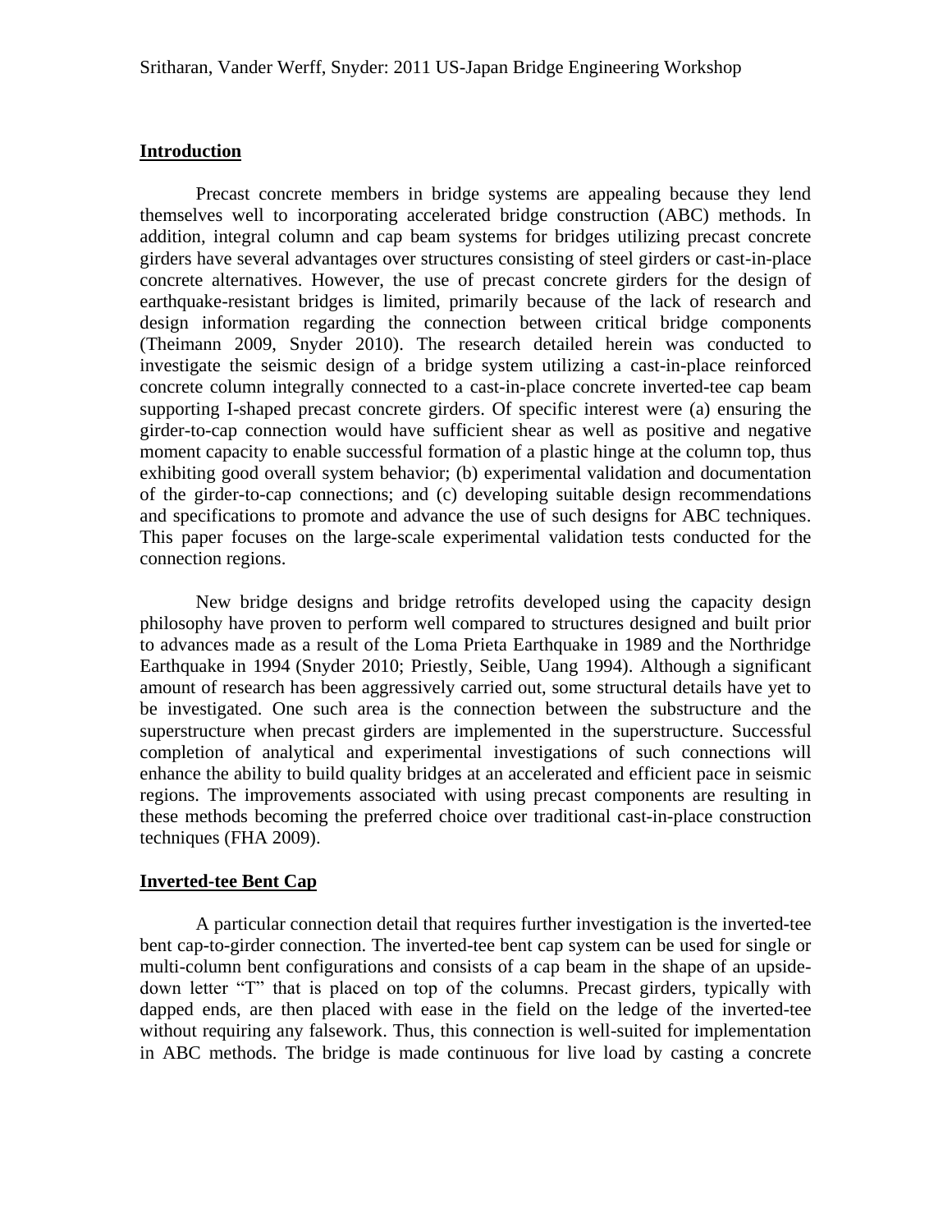## Introduction

Precast concrete members in bridge systems are appealing because they lend themselves well to incorporating accelerated bridge construction (ABC) methods. In addition, integral column and cap beam systems for bridges utilizing precast concrete girders have several advantages over structures consisting of steel girders or cast-in-place concrete alternatives. However, the use of precast concrete girders for the design of earthquake-resistant bridges is limited, primarily because of the lack of research and design information regarding the connection between critical bridge components (Theimann 2009, Snyder 2010). The research detailed herein was conducted to investigate the seismic design of a bridge system utilizing a cast-in-place reinforced concrete column integrally connected to a cast-in-place concrete inverted-tee cap beam supporting I-shaped precast concrete girders. Of specific interest were (a) ensuring the girder-to-cap connection would have sufficient shear as well as positive and negative moment capacity to enable successful formation of a plastic hinge at the column top, thus exhibiting good overall system behavior; (b) experimental validation and documentation of the girder-to-cap connections; and (c) developing suitable design recommendations and specifications to promote and advance the use of such designs for ABC techniques. This paper focuses on the large-scale experimental validation tests conducted for the connection regions.

New bridge designs and bridge retrofits developed using the capacity design philosophy have proven to perform well compared to structures designed and built prior to advances made as a result of the Loma Prieta Earthquake in 1989 and the Northridge Earthquake in 1994 (Snyder 2010; Priestly, Seible, Uang 1994). Although a significant amount of research has been aggressively carried out, some structural details have yet to be investigated. One such area is the connection between the substructure and the superstructure when precast girders are implemented in the superstructure. Successful completion of analytical and experimental investigations of such connections will enhance the ability to build quality bridges at an accelerated and efficient pace in seismic regions. The improvements associated with using precast components are resulting in these methods becoming the preferred choice over traditional cast-in-place construction techniques (FHA 2009).

## Inverted-tee Bent Cap

A particular connection detail that requires further investigation is the inverted-tee bent cap-to-girder connection. The inverted-tee bent cap system can be used for single or multi-column bent configurations and consists of a cap beam in the shape of an upside-down letter "T" that is placed on top of the columns. Precast girders, typically with dapped ends, are then placed with ease in the field on the ledge of the inverted-tee without requiring any falsework. Thus, this connection is well-suited for implementation in ABC methods. The bridge is made continuous for live load by casting a concrete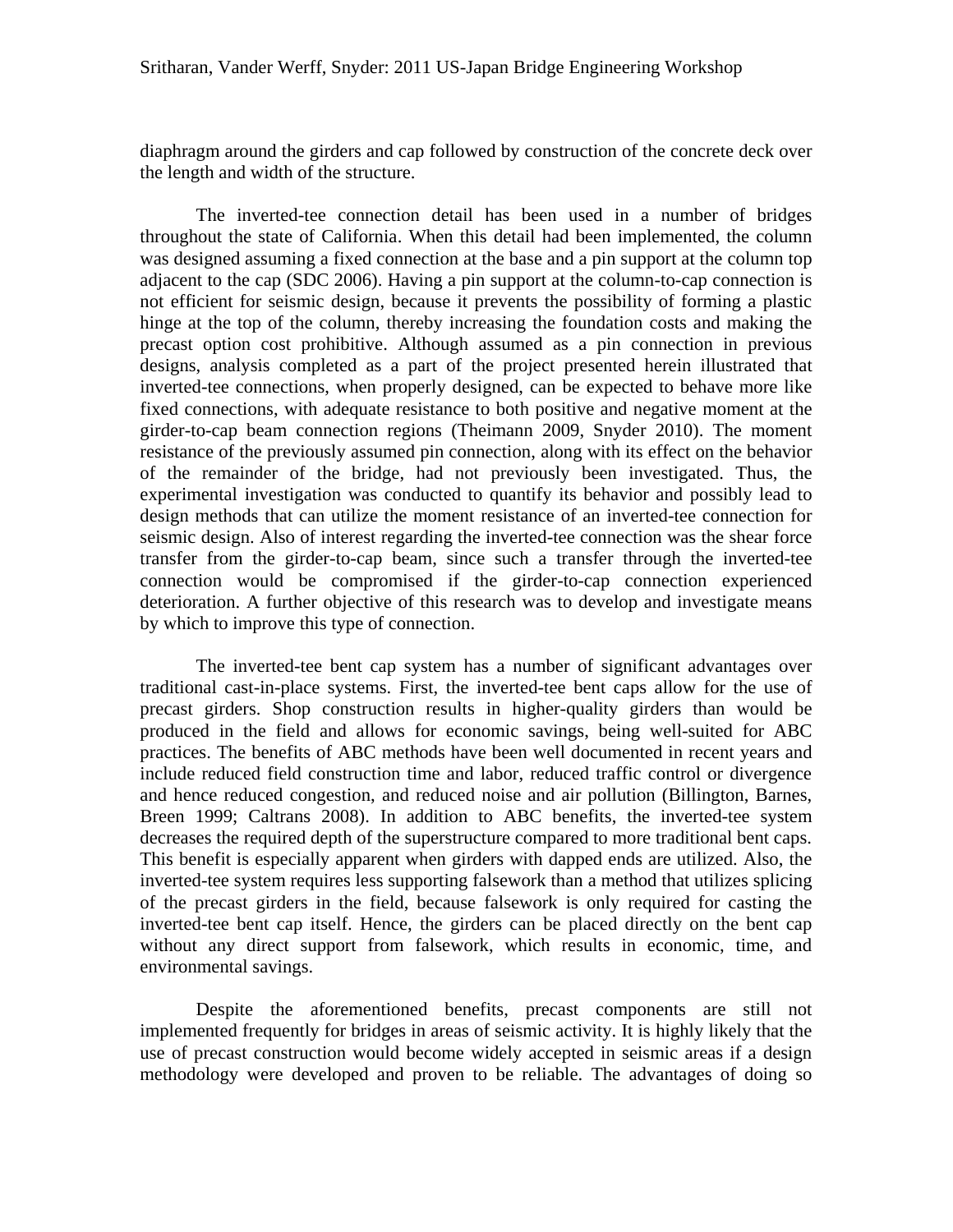diaphragm around the girders and cap followed by construction of the concrete deck over the length and width of the structure.

The inverted-tee connection detail has been used in a number of bridges throughout the state of California. When this detail had been implemented, the column was designed assuming a fixed connection at the base and a pin support at the column top adjacent to the cap (SDC 2006). Having a pin support at the column-to-cap connection is not efficient for seismic design, because it prevents the possibility of forming a plastic hinge at the top of the column, thereby increasing the foundation costs and making the precast option cost prohibitive. Although assumed as a pin connection in previous designs, analysis completed as a part of the project presented herein illustrated that inverted-tee connections, when properly designed, can be expected to behave more like fixed connections, with adequate resistance to both positive and negative moment at the girder-to-cap beam connection regions (Theimann 2009, Snyder 2010). The moment resistance of the previously assumed pin connection, along with its effect on the behavior of the remainder of the bridge, had not previously been investigated. Thus, the experimental investigation was conducted to quantify its behavior and possibly lead to design methods that can utilize the moment resistance of an inverted-tee connection for seismic design. Also of interest regarding the inverted-tee connection was the shear force transfer from the girder-to-cap beam, since such a transfer through the inverted-tee connection would be compromised if the girder-to-cap connection experienced deterioration. A further objective of this research was to develop and investigate means by which to improve this type of connection.

The inverted-tee bent cap system has a number of significant advantages over traditional cast-in-place systems. First, the inverted-tee bent caps allow for the use of precast girders. Shop construction results in higher-quality girders than would be produced in the field and allows for economic savings, being well-suited for ABC practices. The benefits of ABC methods have been well documented in recent years and include reduced field construction time and labor, reduced traffic control or divergence and hence reduced congestion, and reduced noise and air pollution (Billington, Barnes, Breen 1999; Caltrans 2008). In addition to ABC benefits, the inverted-tee system decreases the required depth of the superstructure compared to more traditional bent caps. This benefit is especially apparent when girders with dapped ends are utilized. Also, the inverted-tee system requires less supporting falsework than a method that utilizes splicing of the precast girders in the field, because falsework is only required for casting the inverted-tee bent cap itself. Hence, the girders can be placed directly on the bent cap without any direct support from falsework, which results in economic, time, and environmental savings.

Despite the aforementioned benefits, precast components are still not implemented frequently for bridges in areas of seismic activity. It is highly likely that the use of precast construction would become widely accepted in seismic areas if a design methodology were developed and proven to be reliable. The advantages of doing so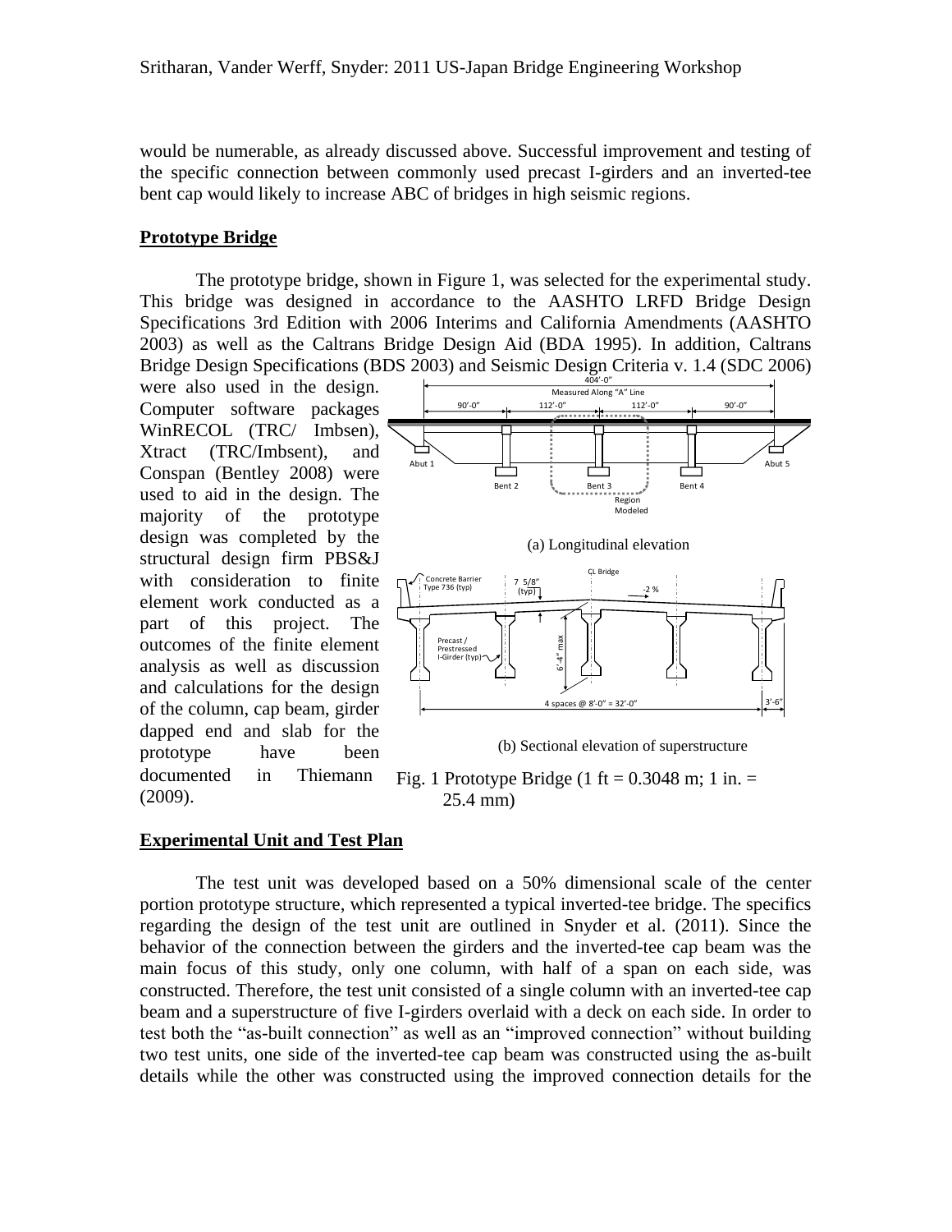would be numerable, as already discussed above. Successful improvement and testing of the specific connection between commonly used precast I-girders and an inverted-tee bent cap would likely to increase ABC of bridges in high seismic regions.

## Prototype Bridge

The prototype bridge, shown in Figure 1, was selected for the experimental study. This bridge was designed in accordance to the AASHTO LRFD Bridge Design Specifications 3rd Edition with 2006 Interims and California Amendments (AASHTO 2003) as well as the Caltrans Bridge Design Aid (BDA 1995). In addition, Caltrans Bridge Design Specifications (BDS 2003) and Seismic Design Criteria v. 1.4 (SDC 2006) were also used in the design. Computer software packages WinRECOL (TRC/ Imbsen), Xtract (TRC/Imbsent), and Conspan (Bentley 2008) were used to aid in the design. The majority of the prototype design was completed by the structural design firm PBS&J with consideration to finite element work conducted as a part of this project. The outcomes of the finite element analysis as well as discussion and calculations for the design of the column, cap beam, girder dapped end and slab for the prototype have been documented in Thiemann (2009).

(a) Longitudinal elevation

(b) Sectional elevation of superstructure

Fig. 1 Prototype Bridge (1 ft = 0.3048 m; 1 in. = 25.4 mm)

## Experimental Unit and Test Plan

The test unit was developed based on a 50% dimensional scale of the center portion prototype structure, which represented a typical inverted-tee bridge. The specifics regarding the design of the test unit are outlined in Snyder et al. (2011). Since the behavior of the connection between the girders and the inverted-tee cap beam was the main focus of this study, only one column, with half of a span on each side, was constructed. Therefore, the test unit consisted of a single column with an inverted-tee cap beam and a superstructure of five I-girders overlaid with a deck on each side. In order to test both the "as-built connection" as well as an "improved connection" without building two test units, one side of the inverted-tee cap beam was constructed using the as-built details while the other was constructed using the improved connection details for the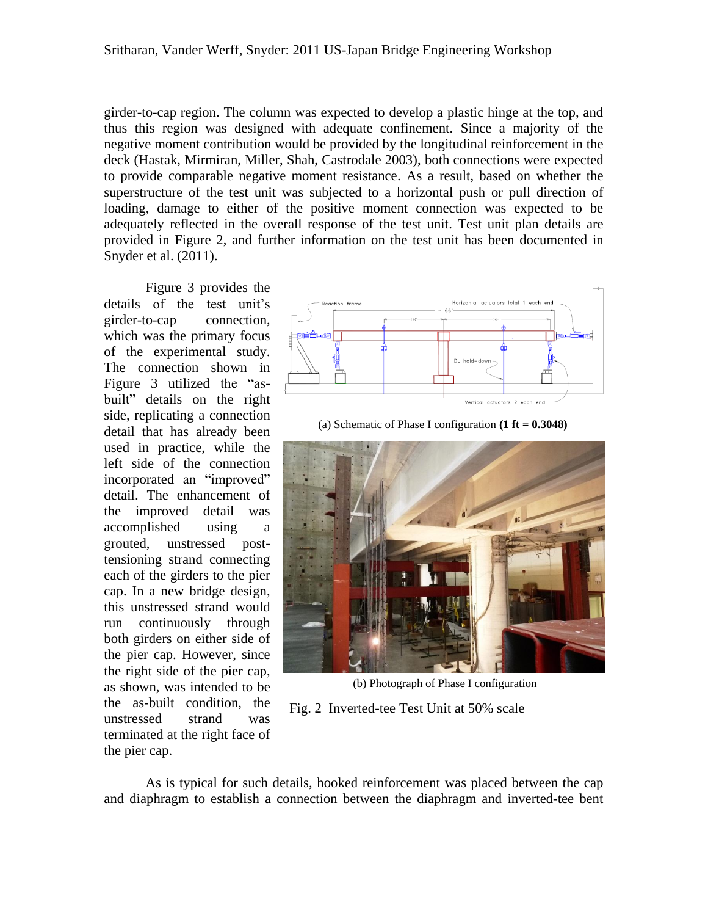girder-to-cap region. The column was expected to develop a plastic hinge at the top, and thus this region was designed with adequate confinement. Since a majority of the negative moment contribution would be provided by the longitudinal reinforcement in the deck (Hastak, Mirmiran, Miller, Shah, Castrodale 2003), both connections were expected to provide comparable negative moment resistance. As a result, based on whether the superstructure of the test unit was subjected to a horizontal push or pull direction of loading, damage to either of the positive moment connection was expected to be adequately reflected in the overall response of the test unit. Test unit plan details are provided in Figure 2, and further information on the test unit has been documented in Snyder et al. (2011).

Figure 3 provides the details of the test unit's girder-to-cap connection, which was the primary focus of the experimental study. The connection shown in Figure 3 utilized the "as-built" details on the right side, replicating a connection detail that has already been used in practice, while the left side of the connection incorporated an "improved" detail. The enhancement of the improved detail was accomplished using a grouted, unstressed post-tensioning strand connecting each of the girders to the pier cap. In a new bridge design, this unstressed strand would run continuously through both girders on either side of the pier cap. However, since the right side of the pier cap, as shown, was intended to be the as-built condition, the unstressed strand was terminated at the right face of the pier cap.

(a) Schematic of Phase I configuration **(1 ft = 0.3048)**

(b) Photograph of Phase I configuration

Fig. 2 Inverted-tee Test Unit at 50% scale

As is typical for such details, hooked reinforcement was placed between the cap and diaphragm to establish a connection between the diaphragm and inverted-tee bent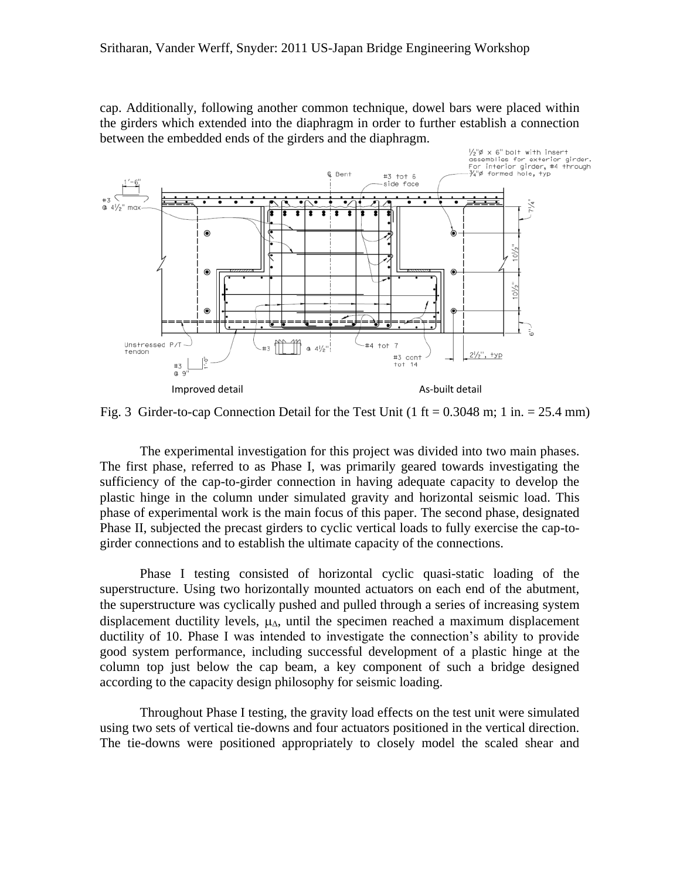cap. Additionally, following another common technique, dowel bars were placed within the girders which extended into the diaphragm in order to further establish a connection between the embedded ends of the girders and the diaphragm.

Improved detail

As-built detail

Fig. 3 Girder-to-cap Connection Detail for the Test Unit (1 ft = 0.3048 m; 1 in. = 25.4 mm)

The experimental investigation for this project was divided into two main phases. The first phase, referred to as Phase I, was primarily geared towards investigating the sufficiency of the cap-to-girder connection in having adequate capacity to develop the plastic hinge in the column under simulated gravity and horizontal seismic load. This phase of experimental work is the main focus of this paper. The second phase, designated Phase II, subjected the precast girders to cyclic vertical loads to fully exercise the cap-to-girder connections and to establish the ultimate capacity of the connections.

Phase I testing consisted of horizontal cyclic quasi-static loading of the superstructure. Using two horizontally mounted actuators on each end of the abutment, the superstructure was cyclically pushed and pulled through a series of increasing system displacement ductility levels, $\mu_\Delta$, until the specimen reached a maximum displacement ductility of 10. Phase I was intended to investigate the connection's ability to provide good system performance, including successful development of a plastic hinge at the column top just below the cap beam, a key component of such a bridge designed according to the capacity design philosophy for seismic loading.

Throughout Phase I testing, the gravity load effects on the test unit were simulated using two sets of vertical tie-downs and four actuators positioned in the vertical direction. The tie-downs were positioned appropriately to closely model the scaled shear and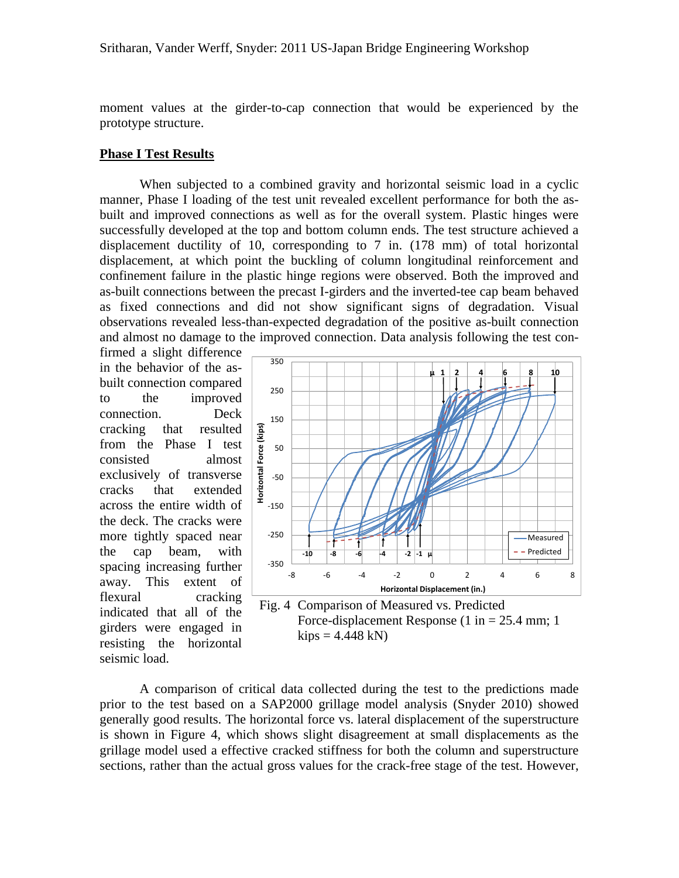moment values at the girder-to-cap connection that would be experienced by the prototype structure.

## Phase I Test Results

When subjected to a combined gravity and horizontal seismic load in a cyclic manner, Phase I loading of the test unit revealed excellent performance for both the as-built and improved connections as well as for the overall system. Plastic hinges were successfully developed at the top and bottom column ends. The test structure achieved a displacement ductility of 10, corresponding to 7 in. (178 mm) of total horizontal displacement, at which point the buckling of column longitudinal reinforcement and confinement failure in the plastic hinge regions were observed. Both the improved and as-built connections between the precast I-girders and the inverted-tee cap beam behaved as fixed connections and did not show significant signs of degradation. Visual observations revealed less-than-expected degradation of the positive as-built connection and almost no damage to the improved connection. Data analysis following the test confirmed a slight difference in the behavior of the as-built connection compared to the improved connection. Deck cracking that resulted from the Phase I test consisted almost exclusively of transverse cracks that extended across the entire width of the deck. The cracks were more tightly spaced near the cap beam, with spacing increasing further away. This extent of flexural cracking indicated that all of the girders were engaged in resisting the horizontal seismic load.

Fig. 4 Comparison of Measured vs. Predicted Force-displacement Response (1 in = 25.4 mm; 1 kips = 4.448 kN)

A comparison of critical data collected during the test to the predictions made prior to the test based on a SAP2000 grillage model analysis (Snyder 2010) showed generally good results. The horizontal force vs. lateral displacement of the superstructure is shown in Figure 4, which shows slight disagreement at small displacements as the grillage model used a effective cracked stiffness for both the column and superstructure sections, rather than the actual gross values for the crack-free stage of the test. However,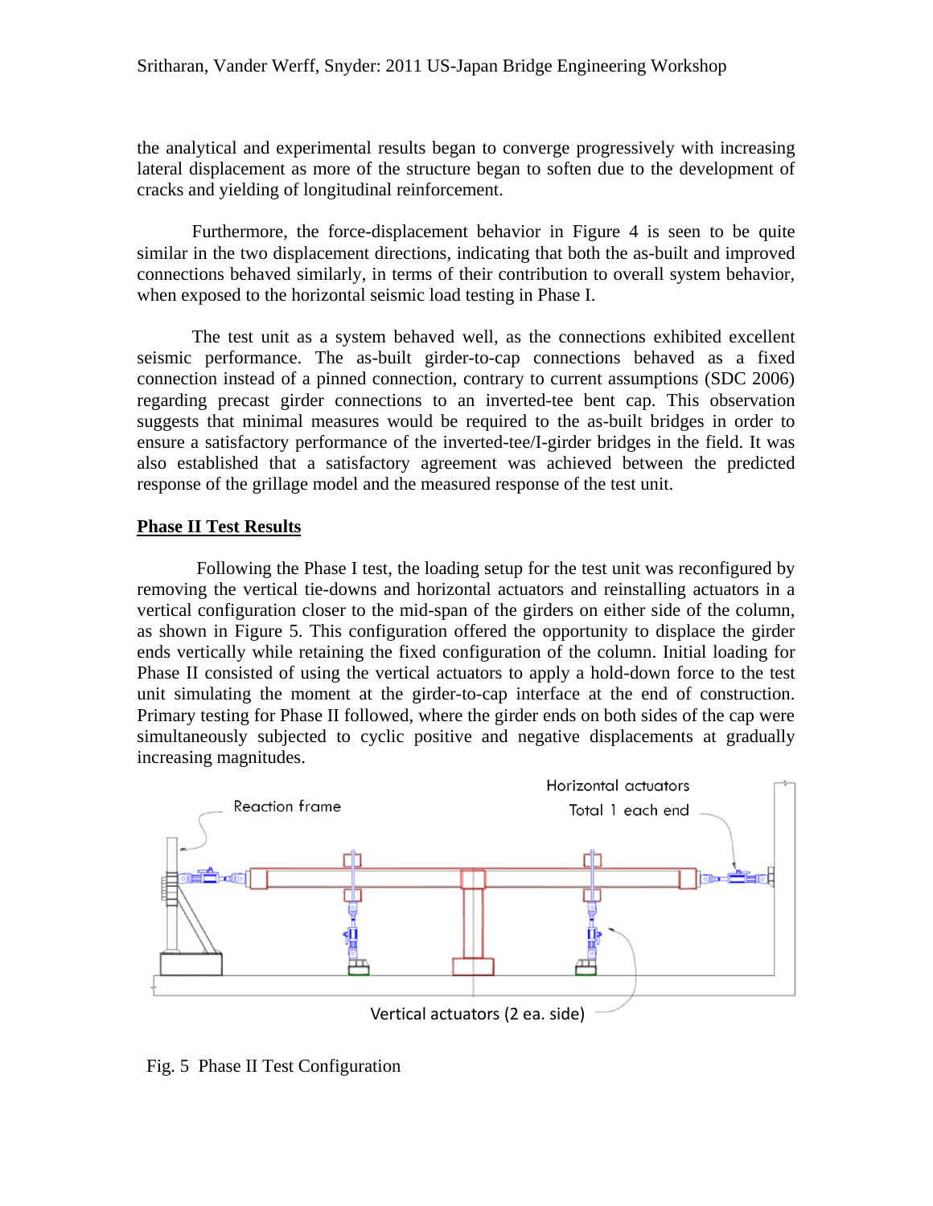the analytical and experimental results began to converge progressively with increasing lateral displacement as more of the structure began to soften due to the development of cracks and yielding of longitudinal reinforcement.

Furthermore, the force-displacement behavior in Figure 4 is seen to be quite similar in the two displacement directions, indicating that both the as-built and improved connections behaved similarly, in terms of their contribution to overall system behavior, when exposed to the horizontal seismic load testing in Phase I.

The test unit as a system behaved well, as the connections exhibited excellent seismic performance. The as-built girder-to-cap connections behaved as a fixed connection instead of a pinned connection, contrary to current assumptions (SDC 2006) regarding precast girder connections to an inverted-tee bent cap. This observation suggests that minimal measures would be required to the as-built bridges in order to ensure a satisfactory performance of the inverted-tee/I-girder bridges in the field. It was also established that a satisfactory agreement was achieved between the predicted response of the grillage model and the measured response of the test unit.

## Phase II Test Results

Following the Phase I test, the loading setup for the test unit was reconfigured by removing the vertical tie-downs and horizontal actuators and reinstalling actuators in a vertical configuration closer to the mid-span of the girders on either side of the column, as shown in Figure 5. This configuration offered the opportunity to displace the girder ends vertically while retaining the fixed configuration of the column. Initial loading for Phase II consisted of using the vertical actuators to apply a hold-down force to the test unit simulating the moment at the girder-to-cap interface at the end of construction. Primary testing for Phase II followed, where the girder ends on both sides of the cap were simultaneously subjected to cyclic positive and negative displacements at gradually increasing magnitudes.

Reaction frame

Horizontal actuators
Total 1 each end

Vertical actuators (2 ea. side)

Fig. 5 Phase II Test Configuration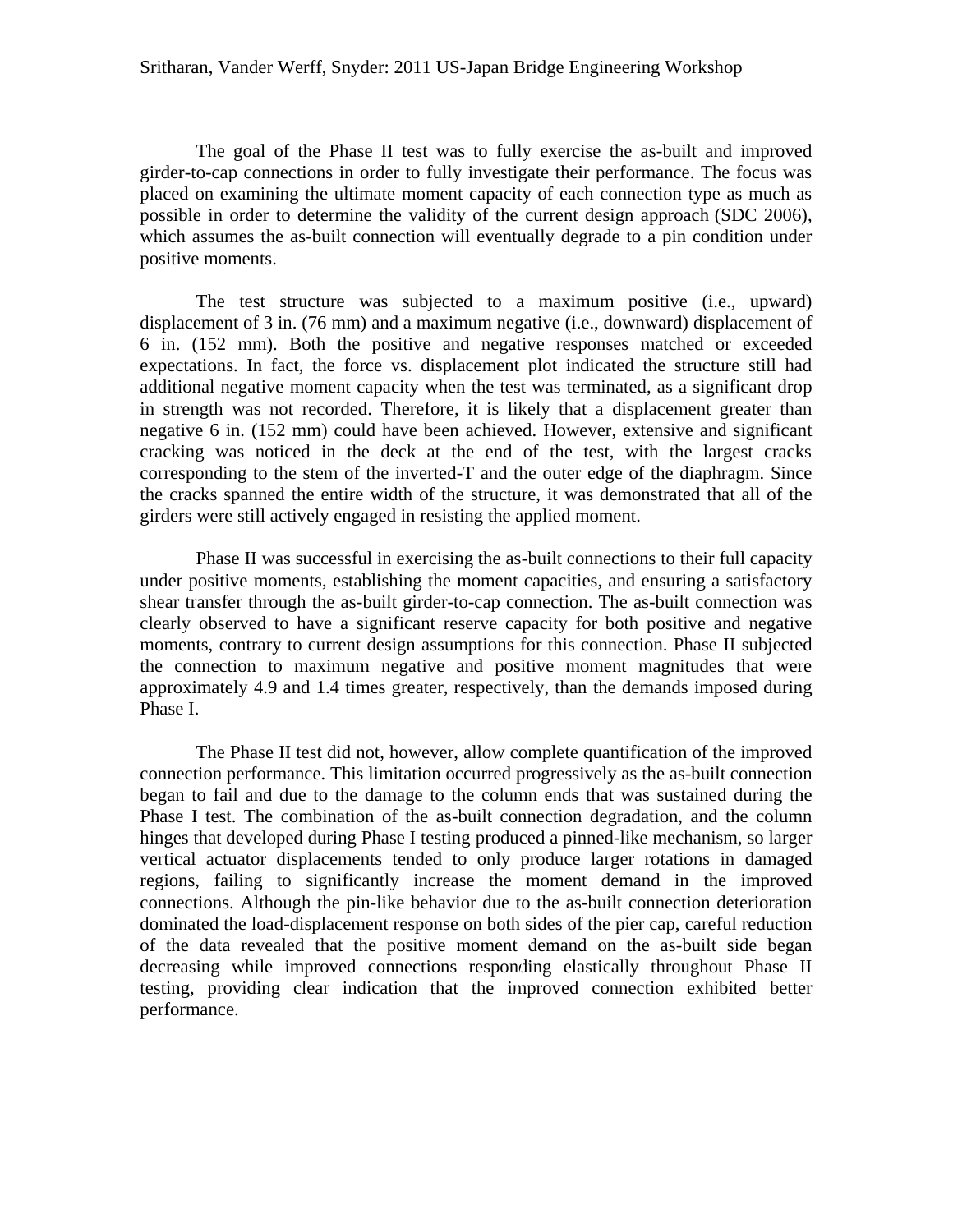The goal of the Phase II test was to fully exercise the as-built and improved girder-to-cap connections in order to fully investigate their performance. The focus was placed on examining the ultimate moment capacity of each connection type as much as possible in order to determine the validity of the current design approach (SDC 2006), which assumes the as-built connection will eventually degrade to a pin condition under positive moments.

The test structure was subjected to a maximum positive (i.e., upward) displacement of 3 in. (76 mm) and a maximum negative (i.e., downward) displacement of 6 in. (152 mm). Both the positive and negative responses matched or exceeded expectations. In fact, the force vs. displacement plot indicated the structure still had additional negative moment capacity when the test was terminated, as a significant drop in strength was not recorded. Therefore, it is likely that a displacement greater than negative 6 in. (152 mm) could have been achieved. However, extensive and significant cracking was noticed in the deck at the end of the test, with the largest cracks corresponding to the stem of the inverted-T and the outer edge of the diaphragm. Since the cracks spanned the entire width of the structure, it was demonstrated that all of the girders were still actively engaged in resisting the applied moment.

Phase II was successful in exercising the as-built connections to their full capacity under positive moments, establishing the moment capacities, and ensuring a satisfactory shear transfer through the as-built girder-to-cap connection. The as-built connection was clearly observed to have a significant reserve capacity for both positive and negative moments, contrary to current design assumptions for this connection. Phase II subjected the connection to maximum negative and positive moment magnitudes that were approximately 4.9 and 1.4 times greater, respectively, than the demands imposed during Phase I.

The Phase II test did not, however, allow complete quantification of the improved connection performance. This limitation occurred progressively as the as-built connection began to fail and due to the damage to the column ends that was sustained during the Phase I test. The combination of the as-built connection degradation, and the column hinges that developed during Phase I testing produced a pinned-like mechanism, so larger vertical actuator displacements tended to only produce larger rotations in damaged regions, failing to significantly increase the moment demand in the improved connections. Although the pin-like behavior due to the as-built connection deterioration dominated the load-displacement response on both sides of the pier cap, careful reduction of the data revealed that the positive moment demand on the as-built side began decreasing while improved connections responding elastically throughout Phase II testing, providing clear indication that the improved connection exhibited better performance.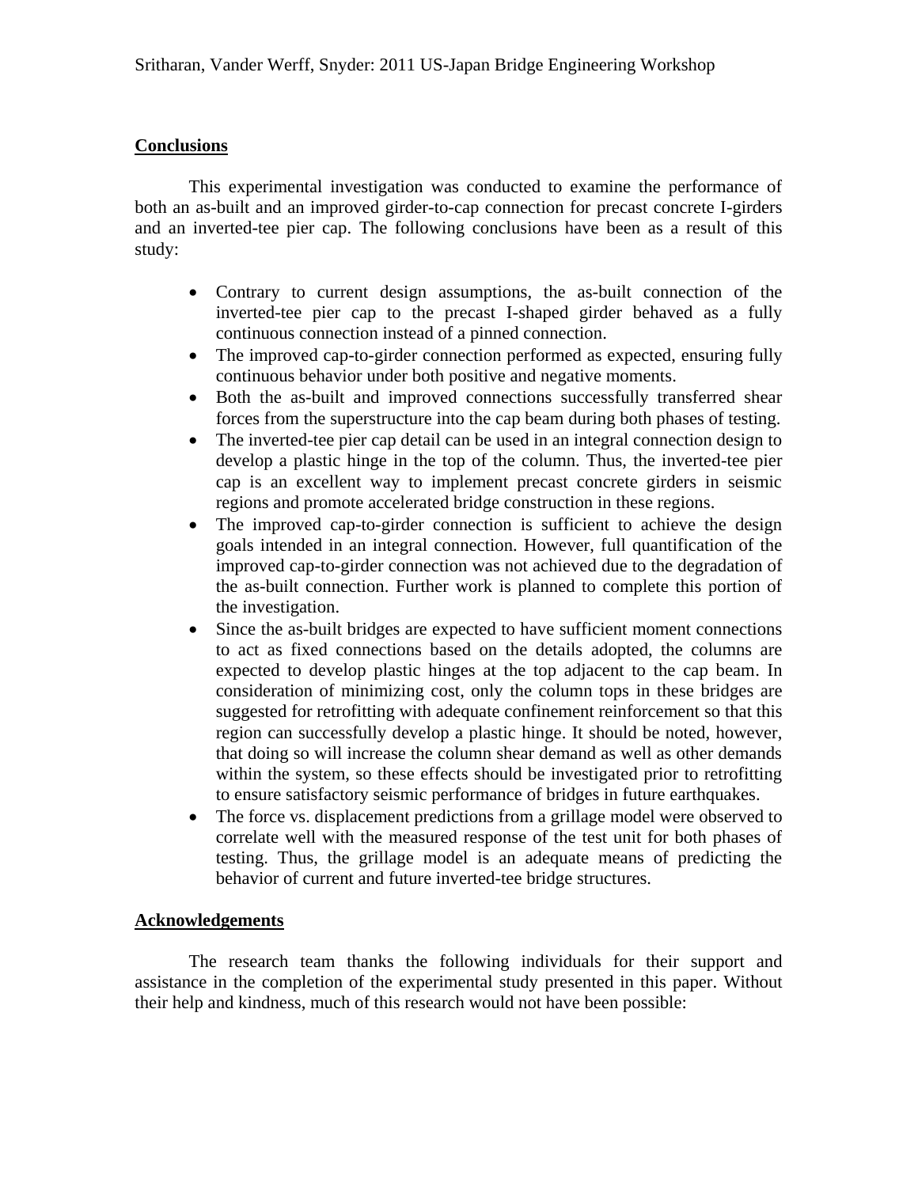## Conclusions

This experimental investigation was conducted to examine the performance of both an as-built and an improved girder-to-cap connection for precast concrete I-girders and an inverted-tee pier cap. The following conclusions have been as a result of this study:

- Contrary to current design assumptions, the as-built connection of the inverted-tee pier cap to the precast I-shaped girder behaved as a fully continuous connection instead of a pinned connection.
- The improved cap-to-girder connection performed as expected, ensuring fully continuous behavior under both positive and negative moments.
- Both the as-built and improved connections successfully transferred shear forces from the superstructure into the cap beam during both phases of testing.
- The inverted-tee pier cap detail can be used in an integral connection design to develop a plastic hinge in the top of the column. Thus, the inverted-tee pier cap is an excellent way to implement precast concrete girders in seismic regions and promote accelerated bridge construction in these regions.
- The improved cap-to-girder connection is sufficient to achieve the design goals intended in an integral connection. However, full quantification of the improved cap-to-girder connection was not achieved due to the degradation of the as-built connection. Further work is planned to complete this portion of the investigation.
- Since the as-built bridges are expected to have sufficient moment connections to act as fixed connections based on the details adopted, the columns are expected to develop plastic hinges at the top adjacent to the cap beam. In consideration of minimizing cost, only the column tops in these bridges are suggested for retrofitting with adequate confinement reinforcement so that this region can successfully develop a plastic hinge. It should be noted, however, that doing so will increase the column shear demand as well as other demands within the system, so these effects should be investigated prior to retrofitting to ensure satisfactory seismic performance of bridges in future earthquakes.
- The force vs. displacement predictions from a grillage model were observed to correlate well with the measured response of the test unit for both phases of testing. Thus, the grillage model is an adequate means of predicting the behavior of current and future inverted-tee bridge structures.

## Acknowledgements

The research team thanks the following individuals for their support and assistance in the completion of the experimental study presented in this paper. Without their help and kindness, much of this research would not have been possible: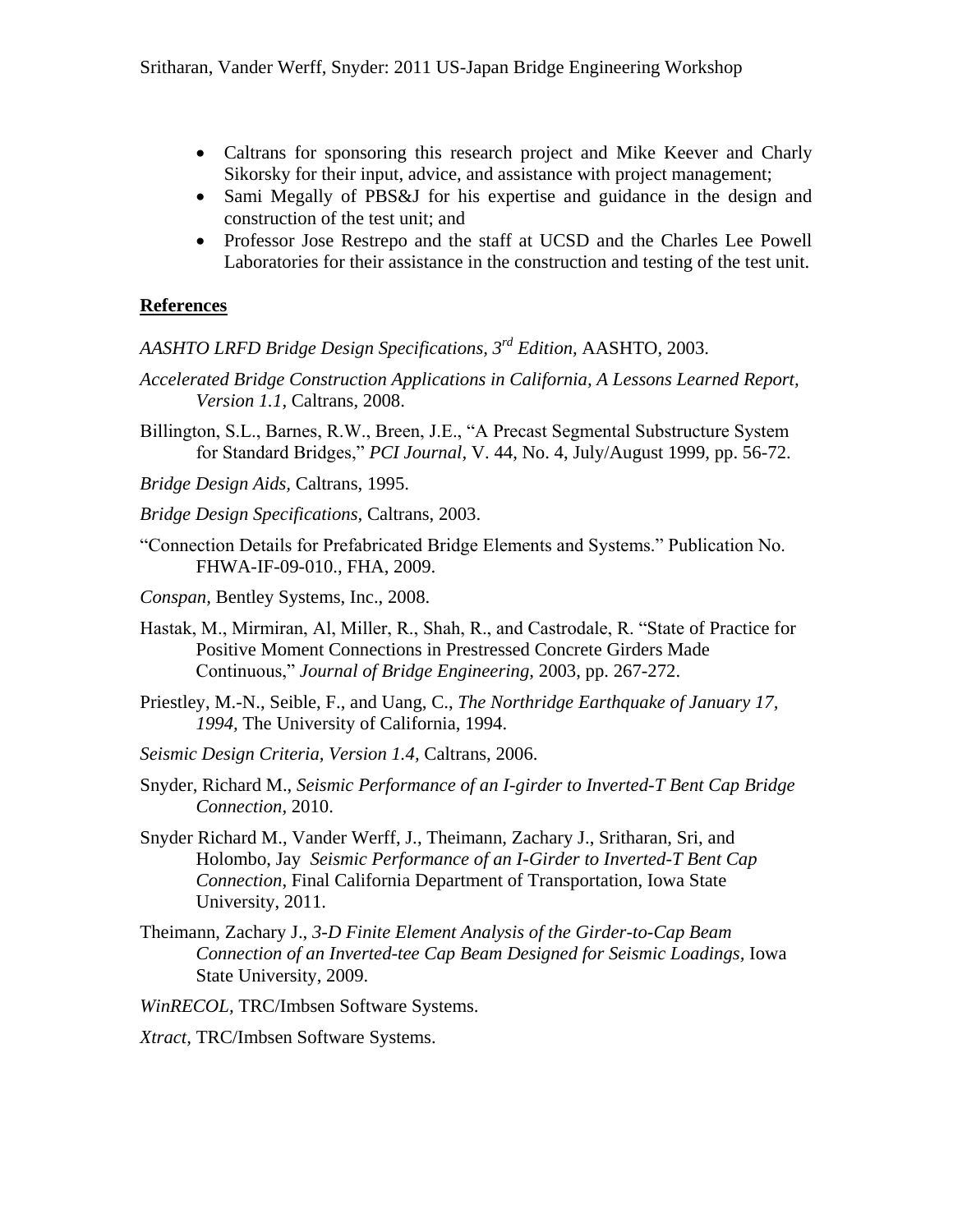- Caltrans for sponsoring this research project and Mike Keever and Charly Sikorsky for their input, advice, and assistance with project management;
- Sami Megally of PBS&J for his expertise and guidance in the design and construction of the test unit; and
- Professor Jose Restrepo and the staff at UCSD and the Charles Lee Powell Laboratories for their assistance in the construction and testing of the test unit.

## References

*AASHTO LRFD Bridge Design Specifications, 3rd Edition,* AASHTO, 2003.

*Accelerated Bridge Construction Applications in California, A Lessons Learned Report, Version 1.1,* Caltrans, 2008.

Billington, S.L., Barnes, R.W., Breen, J.E., "A Precast Segmental Substructure System for Standard Bridges," *PCI Journal,* V. 44, No. 4, July/August 1999, pp. 56-72.

*Bridge Design Aids,* Caltrans, 1995.

*Bridge Design Specifications,* Caltrans, 2003.

"Connection Details for Prefabricated Bridge Elements and Systems." Publication No. FHWA-IF-09-010., FHA, 2009.

*Conspan,* Bentley Systems, Inc., 2008.

Hastak, M., Mirmiran, Al, Miller, R., Shah, R., and Castrodale, R. "State of Practice for Positive Moment Connections in Prestressed Concrete Girders Made Continuous," *Journal of Bridge Engineering,* 2003, pp. 267-272.

Priestley, M.-N., Seible, F., and Uang, C., *The Northridge Earthquake of January 17, 1994,* The University of California, 1994.

*Seismic Design Criteria, Version 1.4,* Caltrans, 2006.

Snyder, Richard M., *Seismic Performance of an I-girder to Inverted-T Bent Cap Bridge Connection,* 2010.

Snyder Richard M., Vander Werff, J., Theimann, Zachary J., Sritharan, Sri, and Holombo, Jay *Seismic Performance of an I-Girder to Inverted-T Bent Cap Connection,* Final California Department of Transportation, Iowa State University, 2011.

Theimann, Zachary J., *3-D Finite Element Analysis of the Girder-to-Cap Beam Connection of an Inverted-tee Cap Beam Designed for Seismic Loadings,* Iowa State University, 2009.

*WinRECOL,* TRC/Imbsen Software Systems.

*Xtract,* TRC/Imbsen Software Systems.